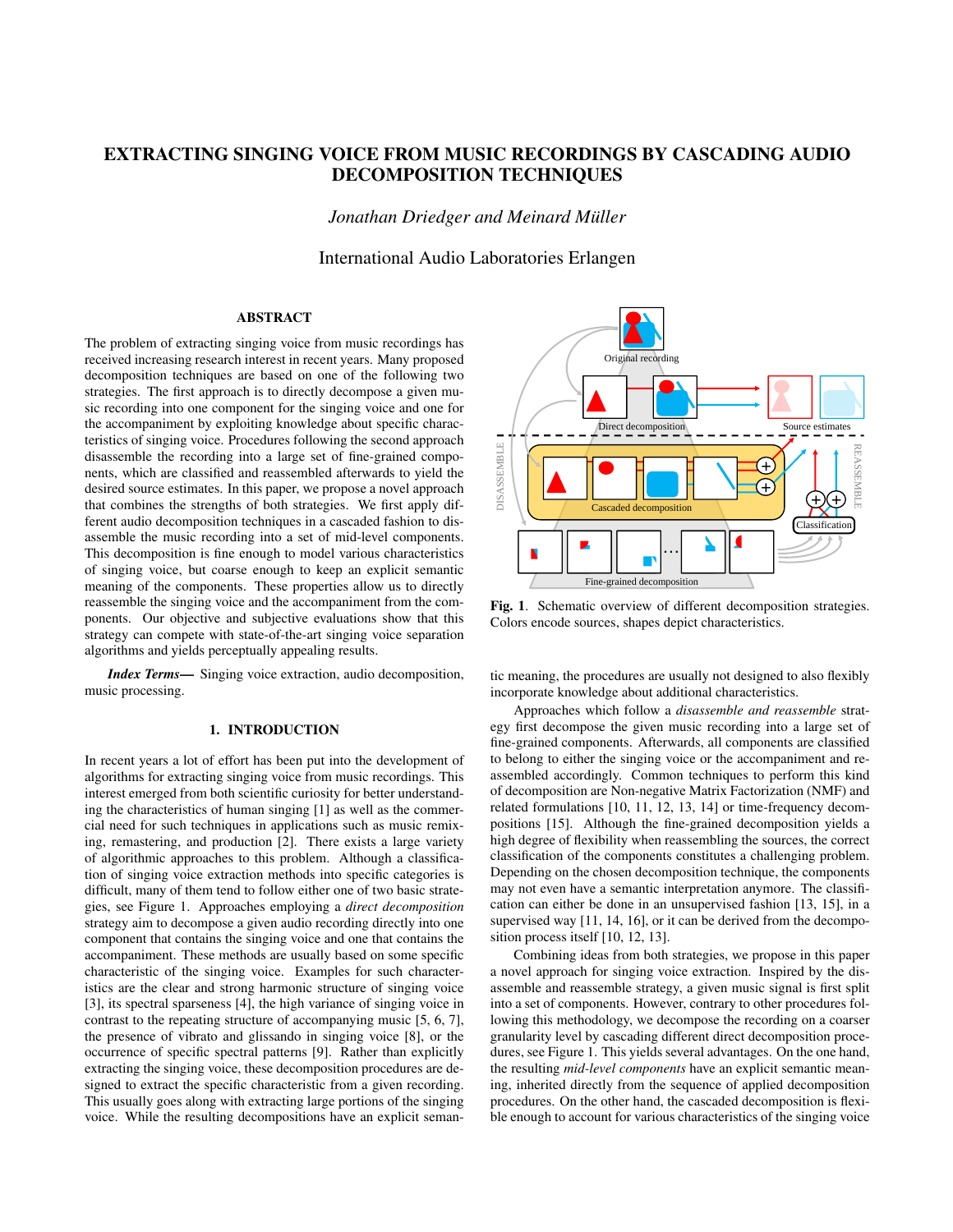# EXTRACTING SINGING VOICE FROM MUSIC RECORDINGS BY CASCADING AUDIO DECOMPOSITION TECHNIQUES

*Jonathan Driedger and Meinard Müller*

International Audio Laboratories Erlangen

## ABSTRACT

The problem of extracting singing voice from music recordings has received increasing research interest in recent years. Many proposed decomposition techniques are based on one of the following two strategies. The first approach is to directly decompose a given music recording into one component for the singing voice and one for the accompaniment by exploiting knowledge about specific characteristics of singing voice. Procedures following the second approach disassemble the recording into a large set of fine-grained components, which are classified and reassembled afterwards to yield the desired source estimates. In this paper, we propose a novel approach that combines the strengths of both strategies. We first apply different audio decomposition techniques in a cascaded fashion to disassemble the music recording into a set of mid-level components. This decomposition is fine enough to model various characteristics of singing voice, but coarse enough to keep an explicit semantic meaning of the components. These properties allow us to directly reassemble the singing voice and the accompaniment from the components. Our objective and subjective evaluations show that this strategy can compete with state-of-the-art singing voice separation algorithms and yields perceptually appealing results.

***Index Terms*—** Singing voice extraction, audio decomposition, music processing.

## 1. INTRODUCTION

In recent years a lot of effort has been put into the development of algorithms for extracting singing voice from music recordings. This interest emerged from both scientific curiosity for better understanding the characteristics of human singing [1] as well as the commercial need for such techniques in applications such as music remixing, remastering, and production [2]. There exists a large variety of algorithmic approaches to this problem. Although a classification of singing voice extraction methods into specific categories is difficult, many of them tend to follow either one of two basic strategies, see Figure 1. Approaches employing a *direct decomposition* strategy aim to decompose a given audio recording directly into one component that contains the singing voice and one that contains the accompaniment. These methods are usually based on some specific characteristic of the singing voice. Examples for such characteristics are the clear and strong harmonic structure of singing voice [3], its spectral sparseness [4], the high variance of singing voice in contrast to the repeating structure of accompanying music [5, 6, 7], the presence of vibrato and glissando in singing voice [8], or the occurrence of specific spectral patterns [9]. Rather than explicitly extracting the singing voice, these decomposition procedures are designed to extract the specific characteristic from a given recording. This usually goes along with extracting large portions of the singing voice. While the resulting decompositions have an explicit semantic meaning, the procedures are usually not designed to also flexibly incorporate knowledge about additional characteristics.

**Fig. 1**. Schematic overview of different decomposition strategies. Colors encode sources, shapes depict characteristics.

Approaches which follow a *disassemble and reassemble* strategy first decompose the given music recording into a large set of fine-grained components. Afterwards, all components are classified to belong to either the singing voice or the accompaniment and reassembled accordingly. Common techniques to perform this kind of decomposition are Non-negative Matrix Factorization (NMF) and related formulations [10, 11, 12, 13, 14] or time-frequency decompositions [15]. Although the fine-grained decomposition yields a high degree of flexibility when reassembling the sources, the correct classification of the components constitutes a challenging problem. Depending on the chosen decomposition technique, the components may not even have a semantic interpretation anymore. The classification can either be done in an unsupervised fashion [13, 15], in a supervised way [11, 14, 16], or it can be derived from the decomposition process itself [10, 12, 13].

Combining ideas from both strategies, we propose in this paper a novel approach for singing voice extraction. Inspired by the disassemble and reassemble strategy, a given music signal is first split into a set of components. However, contrary to other procedures following this methodology, we decompose the recording on a coarser granularity level by cascading different direct decomposition procedures, see Figure 1. This yields several advantages. On the one hand, the resulting *mid-level components* have an explicit semantic meaning, inherited directly from the sequence of applied decomposition procedures. On the other hand, the cascaded decomposition is flexible enough to account for various characteristics of the singing voice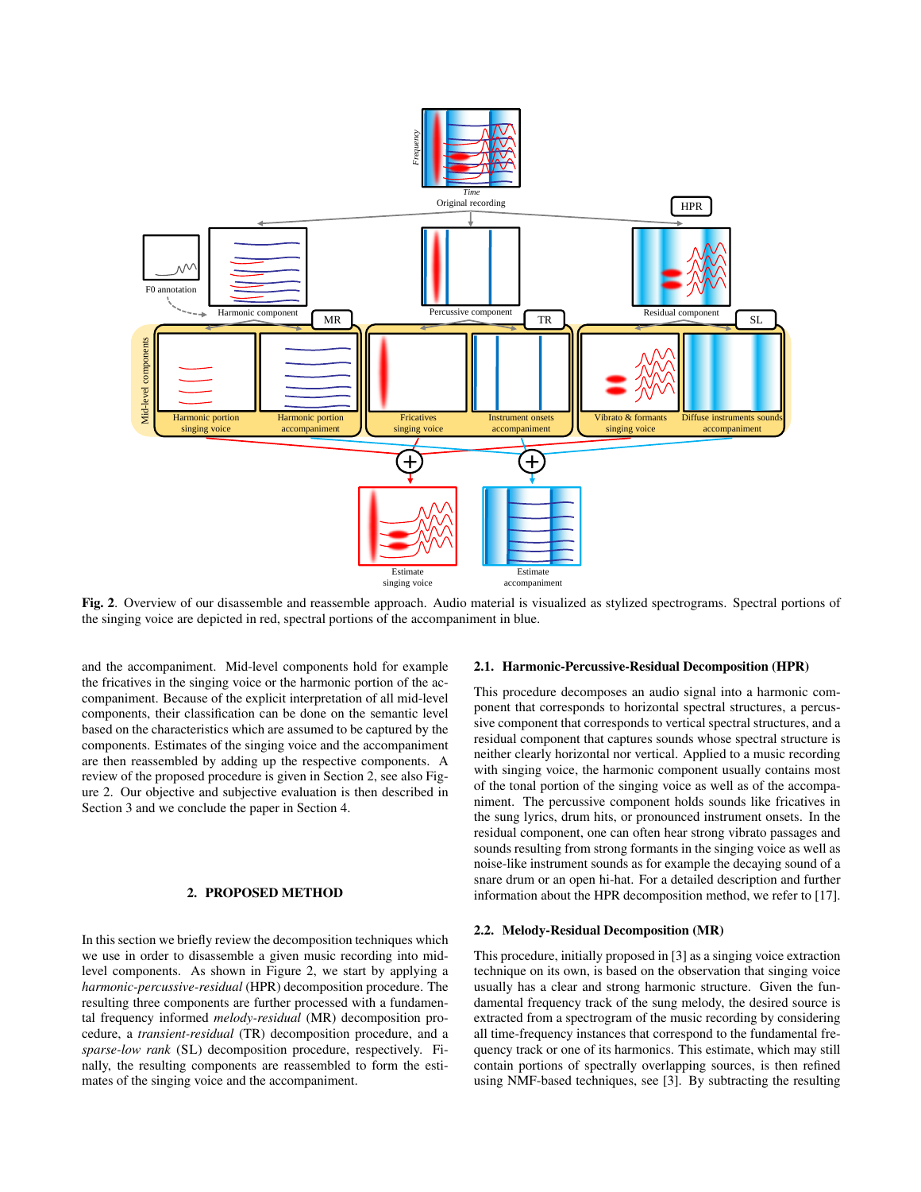**Fig. 2**. Overview of our disassemble and reassemble approach. Audio material is visualized as stylized spectrograms. Spectral portions of the singing voice are depicted in red, spectral portions of the accompaniment in blue.

and the accompaniment. Mid-level components hold for example the fricatives in the singing voice or the harmonic portion of the accompaniment. Because of the explicit interpretation of all mid-level components, their classification can be done on the semantic level based on the characteristics which are assumed to be captured by the components. Estimates of the singing voice and the accompaniment are then reassembled by adding up the respective components. A review of the proposed procedure is given in Section 2, see also Figure 2. Our objective and subjective evaluation is then described in Section 3 and we conclude the paper in Section 4.

## 2. PROPOSED METHOD

In this section we briefly review the decomposition techniques which we use in order to disassemble a given music recording into mid-level components. As shown in Figure 2, we start by applying a *harmonic-percussive-residual* (HPR) decomposition procedure. The resulting three components are further processed with a fundamental frequency informed *melody-residual* (MR) decomposition procedure, a *transient-residual* (TR) decomposition procedure, and a *sparse-low rank* (SL) decomposition procedure, respectively. Finally, the resulting components are reassembled to form the estimates of the singing voice and the accompaniment.

### 2.1. Harmonic-Percussive-Residual Decomposition (HPR)

This procedure decomposes an audio signal into a harmonic component that corresponds to horizontal spectral structures, a percussive component that corresponds to vertical spectral structures, and a residual component that captures sounds whose spectral structure is neither clearly horizontal nor vertical. Applied to a music recording with singing voice, the harmonic component usually contains most of the tonal portion of the singing voice as well as of the accompaniment. The percussive component holds sounds like fricatives in the sung lyrics, drum hits, or pronounced instrument onsets. In the residual component, one can often hear strong vibrato passages and sounds resulting from strong formants in the singing voice as well as noise-like instrument sounds as for example the decaying sound of a snare drum or an open hi-hat. For a detailed description and further information about the HPR decomposition method, we refer to [17].

### 2.2. Melody-Residual Decomposition (MR)

This procedure, initially proposed in [3] as a singing voice extraction technique on its own, is based on the observation that singing voice usually has a clear and strong harmonic structure. Given the fundamental frequency track of the sung melody, the desired source is extracted from a spectrogram of the music recording by considering all time-frequency instances that correspond to the fundamental frequency track or one of its harmonics. This estimate, which may still contain portions of spectrally overlapping sources, is then refined using NMF-based techniques, see [3]. By subtracting the resulting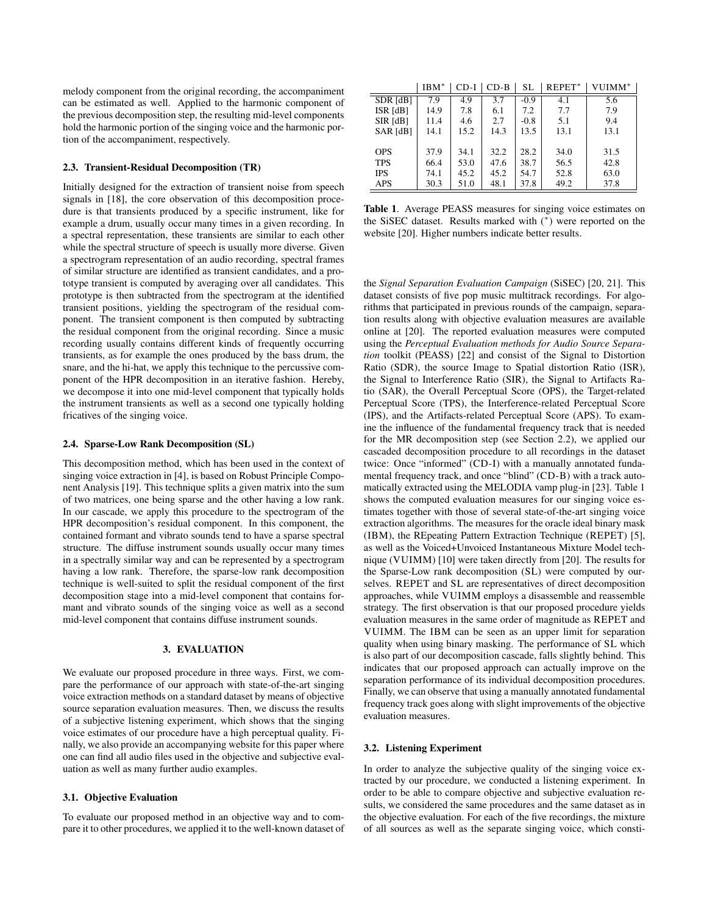melody component from the original recording, the accompaniment can be estimated as well. Applied to the harmonic component of the previous decomposition step, the resulting mid-level components hold the harmonic portion of the singing voice and the harmonic portion of the accompaniment, respectively.

### 2.3. Transient-Residual Decomposition (TR)

Initially designed for the extraction of transient noise from speech signals in [18], the core observation of this decomposition procedure is that transients produced by a specific instrument, like for example a drum, usually occur many times in a given recording. In a spectral representation, these transients are similar to each other while the spectral structure of speech is usually more diverse. Given a spectrogram representation of an audio recording, spectral frames of similar structure are identified as transient candidates, and a prototype transient is computed by averaging over all candidates. This prototype is then subtracted from the spectrogram at the identified transient positions, yielding the spectrogram of the residual component. The transient component is then computed by subtracting the residual component from the original recording. Since a music recording usually contains different kinds of frequently occurring transients, as for example the ones produced by the bass drum, the snare, and the hi-hat, we apply this technique to the percussive component of the HPR decomposition in an iterative fashion. Hereby, we decompose it into one mid-level component that typically holds the instrument transients as well as a second one typically holding fricatives of the singing voice.

### 2.4. Sparse-Low Rank Decomposition (SL)

This decomposition method, which has been used in the context of singing voice extraction in [4], is based on Robust Principle Component Analysis [19]. This technique splits a given matrix into the sum of two matrices, one being sparse and the other having a low rank. In our cascade, we apply this procedure to the spectrogram of the HPR decomposition's residual component. In this component, the contained formant and vibrato sounds tend to have a sparse spectral structure. The diffuse instrument sounds usually occur many times in a spectrally similar way and can be represented by a spectrogram having a low rank. Therefore, the sparse-low rank decomposition technique is well-suited to split the residual component of the first decomposition stage into a mid-level component that contains formant and vibrato sounds of the singing voice as well as a second mid-level component that contains diffuse instrument sounds.

## 3. EVALUATION

We evaluate our proposed procedure in three ways. First, we compare the performance of our approach with state-of-the-art singing voice extraction methods on a standard dataset by means of objective source separation evaluation measures. Then, we discuss the results of a subjective listening experiment, which shows that the singing voice estimates of our procedure have a high perceptual quality. Finally, we also provide an accompanying website for this paper where one can find all audio files used in the objective and subjective evaluation as well as many further audio examples.

### 3.1. Objective Evaluation

To evaluate our proposed method in an objective way and to compare it to other procedures, we applied it to the well-known dataset of the *Signal Separation Evaluation Campaign* (SiSEC) [20, 21]. This dataset consists of five pop music multitrack recordings. For algorithms that participated in previous rounds of the campaign, separation results along with objective evaluation measures are available online at [20]. The reported evaluation measures were computed using the *Perceptual Evaluation methods for Audio Source Separation* toolkit (PEASS) [22] and consist of the Signal to Distortion Ratio (SDR), the source Image to Spatial distortion Ratio (ISR), the Signal to Interference Ratio (SIR), the Signal to Artifacts Ratio (SAR), the Overall Perceptual Score (OPS), the Target-related Perceptual Score (TPS), the Interference-related Perceptual Score (IPS), and the Artifacts-related Perceptual Score (APS). To examine the influence of the fundamental frequency track that is needed for the MR decomposition step (see Section 2.2), we applied our cascaded decomposition procedure to all recordings in the dataset twice: Once "informed" (CD-I) with a manually annotated fundamental frequency track, and once "blind" (CD-B) with a track automatically extracted using the MELODIA vamp plug-in [23]. Table 1 shows the computed evaluation measures for our singing voice estimates together with those of several state-of-the-art singing voice extraction algorithms. The measures for the oracle ideal binary mask (IBM), the REpeating Pattern Extraction Technique (REPET) [5], as well as the Voiced+Unvoiced Instantaneous Mixture Model technique (VUIMM) [10] were taken directly from [20]. The results for the Sparse-Low rank decomposition (SL) were computed by ourselves. REPET and SL are representatives of direct decomposition approaches, while VUIMM employs a disassemble and reassemble strategy. The first observation is that our proposed procedure yields evaluation measures in the same order of magnitude as REPET and VUIMM. The IBM can be seen as an upper limit for separation quality when using binary masking. The performance of SL which is also part of our decomposition cascade, falls slightly behind. This indicates that our proposed approach can actually improve on the separation performance of its individual decomposition procedures. Finally, we can observe that using a manually annotated fundamental frequency track goes along with slight improvements of the objective evaluation measures.

| | IBM* | CD-I | CD-B | SL | REPET* | VUIMM* |
|---|---|---|---|---|---|---|
| SDR [dB] | 7.9 | 4.9 | 3.7 | -0.9 | 4.1 | 5.6 |
| ISR [dB] | 14.9 | 7.8 | 6.1 | 7.2 | 7.7 | 7.9 |
| SIR [dB] | 11.4 | 4.6 | 2.7 | -0.8 | 5.1 | 9.4 |
| SAR [dB] | 14.1 | 15.2 | 14.3 | 13.5 | 13.1 | 13.1 |
| OPS | 37.9 | 34.1 | 32.2 | 28.2 | 34.0 | 31.5 |
| TPS | 66.4 | 53.0 | 47.6 | 38.7 | 56.5 | 42.8 |
| IPS | 74.1 | 45.2 | 45.2 | 54.7 | 52.8 | 63.0 |
| APS | 30.3 | 51.0 | 48.1 | 37.8 | 49.2 | 37.8 |

**Table 1**. Average PEASS measures for singing voice estimates on the SiSEC dataset. Results marked with (*) were reported on the website [20]. Higher numbers indicate better results.

### 3.2. Listening Experiment

In order to analyze the subjective quality of the singing voice extracted by our procedure, we conducted a listening experiment. In order to be able to compare objective and subjective evaluation results, we considered the same procedures and the same dataset as in the objective evaluation. For each of the five recordings, the mixture of all sources as well as the separate singing voice, which consti-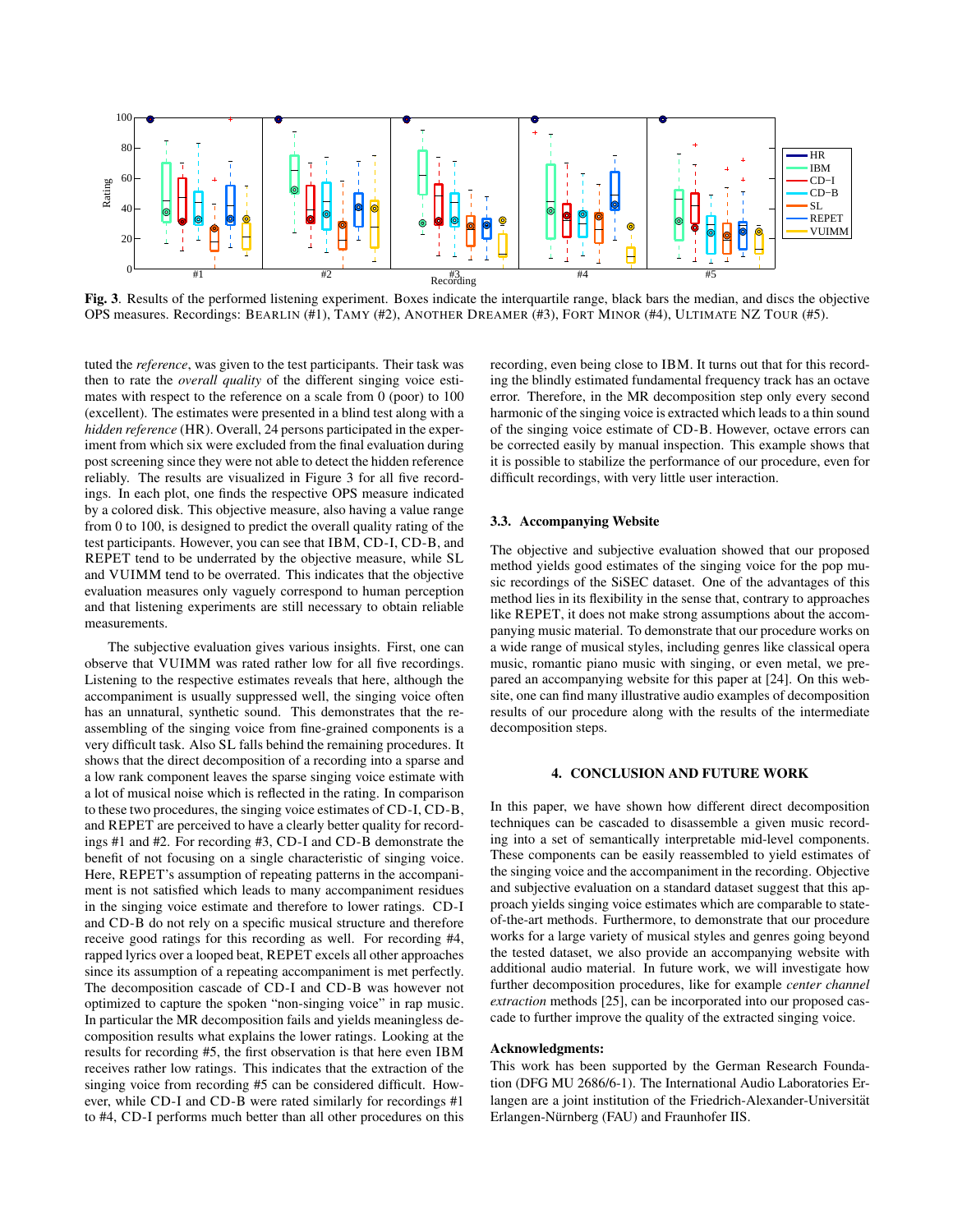**Fig. 3**. Results of the performed listening experiment. Boxes indicate the interquartile range, black bars the median, and discs the objective OPS measures. Recordings: BEARLIN (#1), TAMY (#2), ANOTHER DREAMER (#3), FORT MINOR (#4), ULTIMATE NZ TOUR (#5).

tuted the *reference*, was given to the test participants. Their task was then to rate the *overall quality* of the different singing voice estimates with respect to the reference on a scale from 0 (poor) to 100 (excellent). The estimates were presented in a blind test along with a *hidden reference* (HR). Overall, 24 persons participated in the experiment from which six were excluded from the final evaluation during post screening since they were not able to detect the hidden reference reliably. The results are visualized in Figure 3 for all five recordings. In each plot, one finds the respective OPS measure indicated by a colored disk. This objective measure, also having a value range from 0 to 100, is designed to predict the overall quality rating of the test participants. However, you can see that IBM, CD-I, CD-B, and REPET tend to be underrated by the objective measure, while SL and VUIMM tend to be overrated. This indicates that the objective evaluation measures only vaguely correspond to human perception and that listening experiments are still necessary to obtain reliable measurements.

The subjective evaluation gives various insights. First, one can observe that VUIMM was rated rather low for all five recordings. Listening to the respective estimates reveals that here, although the accompaniment is usually suppressed well, the singing voice often has an unnatural, synthetic sound. This demonstrates that the reassembling of the singing voice from fine-grained components is a very difficult task. Also SL falls behind the remaining procedures. It shows that the direct decomposition of a recording into a sparse and a low rank component leaves the sparse singing voice estimate with a lot of musical noise which is reflected in the rating. In comparison to these two procedures, the singing voice estimates of CD-I, CD-B, and REPET are perceived to have a clearly better quality for recordings #1 and #2. For recording #3, CD-I and CD-B demonstrate the benefit of not focusing on a single characteristic of singing voice. Here, REPET's assumption of repeating patterns in the accompaniment is not satisfied which leads to many accompaniment residues in the singing voice estimate and therefore to lower ratings. CD-I and CD-B do not rely on a specific musical structure and therefore receive good ratings for this recording as well. For recording #4, rapped lyrics over a looped beat, REPET excels all other approaches since its assumption of a repeating accompaniment is met perfectly. The decomposition cascade of CD-I and CD-B was however not optimized to capture the spoken "non-singing voice" in rap music. In particular the MR decomposition fails and yields meaningless decomposition results what explains the lower ratings. Looking at the results for recording #5, the first observation is that here even IBM receives rather low ratings. This indicates that the extraction of the singing voice from recording #5 can be considered difficult. However, while CD-I and CD-B were rated similarly for recordings #1 to #4, CD-I performs much better than all other procedures on this recording, even being close to IBM. It turns out that for this recording the blindly estimated fundamental frequency track has an octave error. Therefore, in the MR decomposition step only every second harmonic of the singing voice is extracted which leads to a thin sound of the singing voice estimate of CD-B. However, octave errors can be corrected easily by manual inspection. This example shows that it is possible to stabilize the performance of our procedure, even for difficult recordings, with very little user interaction.

### 3.3. Accompanying Website

The objective and subjective evaluation showed that our proposed method yields good estimates of the singing voice for the pop music recordings of the SiSEC dataset. One of the advantages of this method lies in its flexibility in the sense that, contrary to approaches like REPET, it does not make strong assumptions about the accompanying music material. To demonstrate that our procedure works on a wide range of musical styles, including genres like classical opera music, romantic piano music with singing, or even metal, we prepared an accompanying website for this paper at [24]. On this website, one can find many illustrative audio examples of decomposition results of our procedure along with the results of the intermediate decomposition steps.

## 4. CONCLUSION AND FUTURE WORK

In this paper, we have shown how different direct decomposition techniques can be cascaded to disassemble a given music recording into a set of semantically interpretable mid-level components. These components can be easily reassembled to yield estimates of the singing voice and the accompaniment in the recording. Objective and subjective evaluation on a standard dataset suggest that this approach yields singing voice estimates which are comparable to state-of-the-art methods. Furthermore, to demonstrate that our procedure works for a large variety of musical styles and genres going beyond the tested dataset, we also provide an accompanying website with additional audio material. In future work, we will investigate how further decomposition procedures, like for example *center channel extraction* methods [25], can be incorporated into our proposed cascade to further improve the quality of the extracted singing voice.

**Acknowledgments:**
This work has been supported by the German Research Foundation (DFG MU 2686/6-1). The International Audio Laboratories Erlangen are a joint institution of the Friedrich-Alexander-Universität Erlangen-Nürnberg (FAU) and Fraunhofer IIS.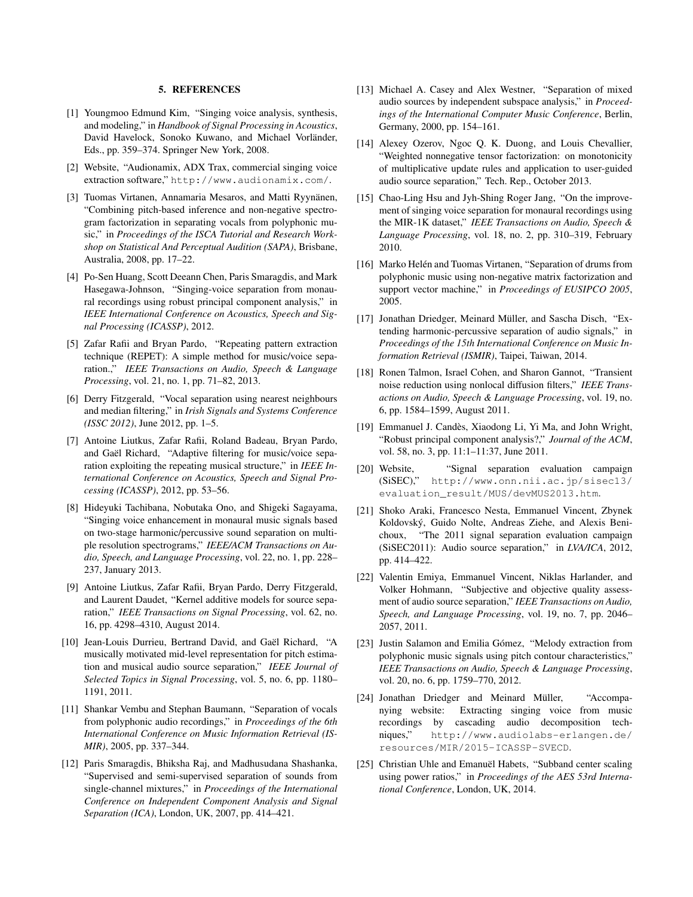## 5. REFERENCES

[1] Youngmoo Edmund Kim, "Singing voice analysis, synthesis, and modeling," in *Handbook of Signal Processing in Acoustics*, David Havelock, Sonoko Kuwano, and Michael Vorländer, Eds., pp. 359–374. Springer New York, 2008.

[2] Website, "Audionamix, ADX Trax, commercial singing voice extraction software," `http://www.audionamix.com/`.

[3] Tuomas Virtanen, Annamaria Mesaros, and Matti Ryynänen, "Combining pitch-based inference and non-negative spectrogram factorization in separating vocals from polyphonic music," in *Proceedings of the ISCA Tutorial and Research Workshop on Statistical And Perceptual Audition (SAPA)*, Brisbane, Australia, 2008, pp. 17–22.

[4] Po-Sen Huang, Scott Deeann Chen, Paris Smaragdis, and Mark Hasegawa-Johnson, "Singing-voice separation from monaural recordings using robust principal component analysis," in *IEEE International Conference on Acoustics, Speech and Signal Processing (ICASSP)*, 2012.

[5] Zafar Rafii and Bryan Pardo, "Repeating pattern extraction technique (REPET): A simple method for music/voice separation.," *IEEE Transactions on Audio, Speech & Language Processing*, vol. 21, no. 1, pp. 71–82, 2013.

[6] Derry Fitzgerald, "Vocal separation using nearest neighbours and median filtering," in *Irish Signals and Systems Conference (ISSC 2012)*, June 2012, pp. 1–5.

[7] Antoine Liutkus, Zafar Rafii, Roland Badeau, Bryan Pardo, and Gaël Richard, "Adaptive filtering for music/voice separation exploiting the repeating musical structure," in *IEEE International Conference on Acoustics, Speech and Signal Processing (ICASSP)*, 2012, pp. 53–56.

[8] Hideyuki Tachibana, Nobutaka Ono, and Shigeki Sagayama, "Singing voice enhancement in monaural music signals based on two-stage harmonic/percussive sound separation on multiple resolution spectrograms," *IEEE/ACM Transactions on Audio, Speech, and Language Processing*, vol. 22, no. 1, pp. 228–237, January 2013.

[9] Antoine Liutkus, Zafar Rafii, Bryan Pardo, Derry Fitzgerald, and Laurent Daudet, "Kernel additive models for source separation," *IEEE Transactions on Signal Processing*, vol. 62, no. 16, pp. 4298–4310, August 2014.

[10] Jean-Louis Durrieu, Bertrand David, and Gaël Richard, "A musically motivated mid-level representation for pitch estimation and musical audio source separation," *IEEE Journal of Selected Topics in Signal Processing*, vol. 5, no. 6, pp. 1180–1191, 2011.

[11] Shankar Vembu and Stephan Baumann, "Separation of vocals from polyphonic audio recordings," in *Proceedings of the 6th International Conference on Music Information Retrieval (ISMIR)*, 2005, pp. 337–344.

[12] Paris Smaragdis, Bhiksha Raj, and Madhusudana Shashanka, "Supervised and semi-supervised separation of sounds from single-channel mixtures," in *Proceedings of the International Conference on Independent Component Analysis and Signal Separation (ICA)*, London, UK, 2007, pp. 414–421.

[13] Michael A. Casey and Alex Westner, "Separation of mixed audio sources by independent subspace analysis," in *Proceedings of the International Computer Music Conference*, Berlin, Germany, 2000, pp. 154–161.

[14] Alexey Ozerov, Ngoc Q. K. Duong, and Louis Chevallier, "Weighted nonnegative tensor factorization: on monotonicity of multiplicative update rules and application to user-guided audio source separation," Tech. Rep., October 2013.

[15] Chao-Ling Hsu and Jyh-Shing Roger Jang, "On the improvement of singing voice separation for monaural recordings using the MIR-1K dataset," *IEEE Transactions on Audio, Speech & Language Processing*, vol. 18, no. 2, pp. 310–319, February 2010.

[16] Marko Helén and Tuomas Virtanen, "Separation of drums from polyphonic music using non-negative matrix factorization and support vector machine," in *Proceedings of EUSIPCO 2005*, 2005.

[17] Jonathan Driedger, Meinard Müller, and Sascha Disch, "Extending harmonic-percussive separation of audio signals," in *Proceedings of the 15th International Conference on Music Information Retrieval (ISMIR)*, Taipei, Taiwan, 2014.

[18] Ronen Talmon, Israel Cohen, and Sharon Gannot, "Transient noise reduction using nonlocal diffusion filters," *IEEE Transactions on Audio, Speech & Language Processing*, vol. 19, no. 6, pp. 1584–1599, August 2011.

[19] Emmanuel J. Candès, Xiaodong Li, Yi Ma, and John Wright, "Robust principal component analysis?," *Journal of the ACM*, vol. 58, no. 3, pp. 11:1–11:37, June 2011.

[20] Website, "Signal separation evaluation campaign (SiSEC)," `http://www.onn.nii.ac.jp/sisec13/evaluation_result/MUS/devMUS2013.htm`.

[21] Shoko Araki, Francesco Nesta, Emmanuel Vincent, Zbynek Koldovský, Guido Nolte, Andreas Ziehe, and Alexis Benichoux, "The 2011 signal separation evaluation campaign (SiSEC2011): Audio source separation," in *LVA/ICA*, 2012, pp. 414–422.

[22] Valentin Emiya, Emmanuel Vincent, Niklas Harlander, and Volker Hohmann, "Subjective and objective quality assessment of audio source separation," *IEEE Transactions on Audio, Speech, and Language Processing*, vol. 19, no. 7, pp. 2046–2057, 2011.

[23] Justin Salamon and Emilia Gómez, "Melody extraction from polyphonic music signals using pitch contour characteristics," *IEEE Transactions on Audio, Speech & Language Processing*, vol. 20, no. 6, pp. 1759–770, 2012.

[24] Jonathan Driedger and Meinard Müller, "Accompanying website: Extracting singing voice from music recordings by cascading audio decomposition techniques," `http://www.audiolabs-erlangen.de/resources/MIR/2015-ICASSP-SVECD`.

[25] Christian Uhle and Emanuël Habets, "Subband center scaling using power ratios," in *Proceedings of the AES 53rd International Conference*, London, UK, 2014.